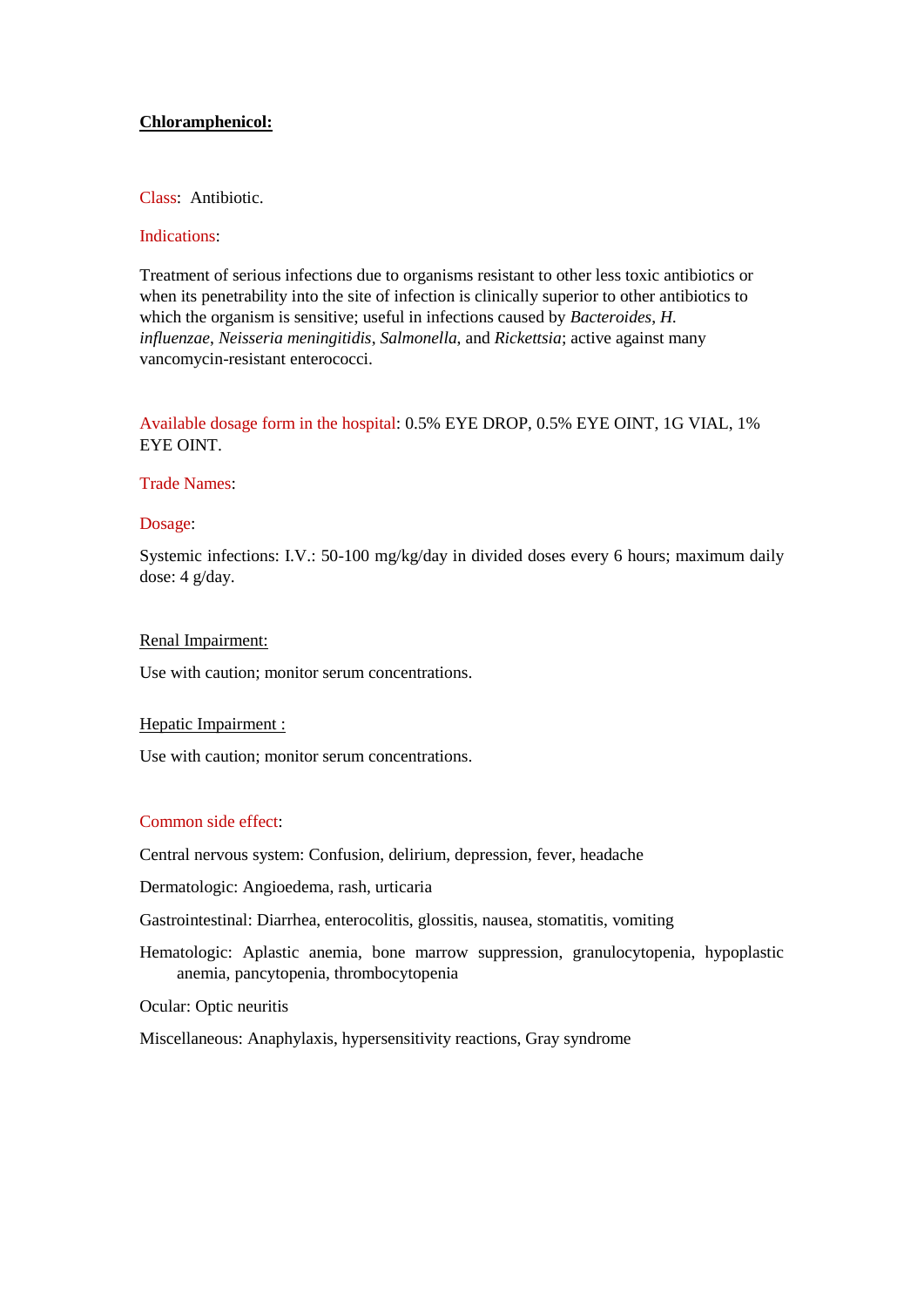# **Chloramphenicol:**

Class: Antibiotic.

Indications:

Treatment of serious infections due to organisms resistant to other less toxic antibiotics or when its penetrability into the site of infection is clinically superior to other antibiotics to which the organism is sensitive; useful in infections caused by *Bacteroides*, *H. influenzae*, *Neisseria meningitidis*, *Salmonella*, and *Rickettsia*; active against many vancomycin-resistant enterococci.

Available dosage form in the hospital: 0.5% EYE DROP, 0.5% EYE OINT, 1G VIAL, 1% EYE OINT.

Trade Names:

Dosage:

Systemic infections: I.V.: 50-100 mg/kg/day in divided doses every 6 hours; maximum daily dose: 4 g/day.

Renal Impairment:

Use with caution; monitor serum concentrations.

Hepatic Impairment :

Use with caution; monitor serum concentrations.

Common side effect:

Central nervous system: Confusion, delirium, depression, fever, headache

Dermatologic: Angioedema, rash, urticaria

Gastrointestinal: Diarrhea, enterocolitis, glossitis, nausea, stomatitis, vomiting

Hematologic: Aplastic anemia, bone marrow suppression, granulocytopenia, hypoplastic anemia, pancytopenia, thrombocytopenia

Ocular: Optic neuritis

Miscellaneous: Anaphylaxis, hypersensitivity reactions, Gray syndrome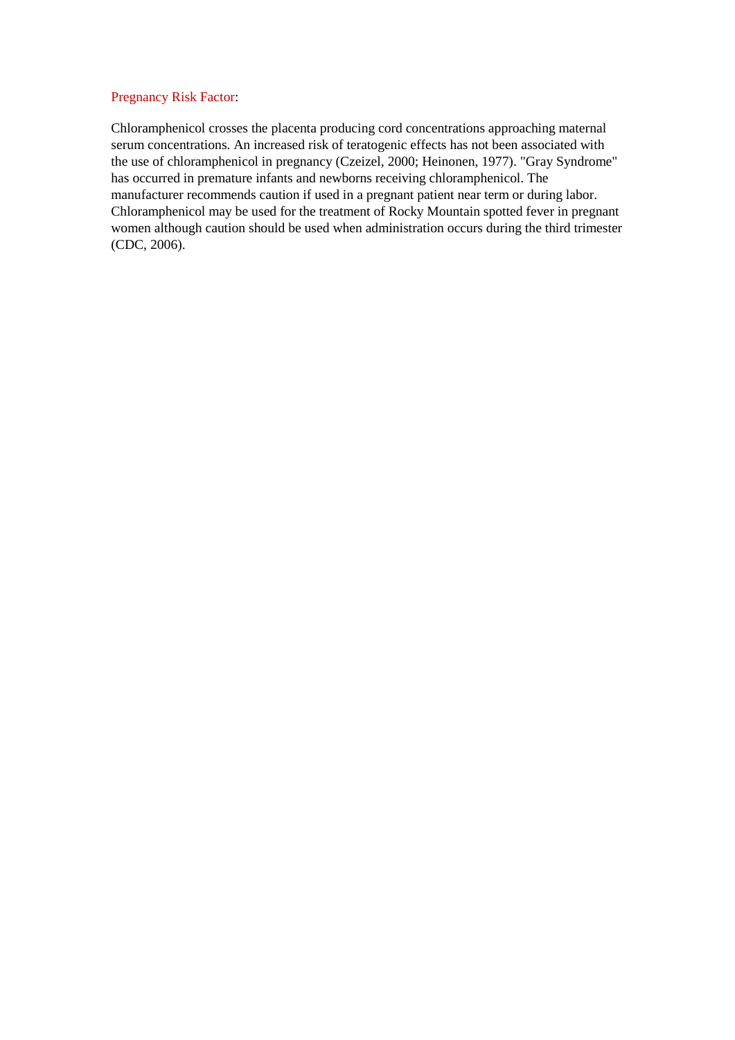Pregnancy Risk Factor:

Chloramphenicol crosses the placenta producing cord concentrations approaching maternal serum concentrations. An increased risk of teratogenic effects has not been associated with the use of chloramphenicol in pregnancy (Czeizel, 2000; Heinonen, 1977). "Gray Syndrome" has occurred in premature infants and newborns receiving chloramphenicol. The manufacturer recommends caution if used in a pregnant patient near term or during labor. Chloramphenicol may be used for the treatment of Rocky Mountain spotted fever in pregnant women although caution should be used when administration occurs during the third trimester (CDC, 2006).